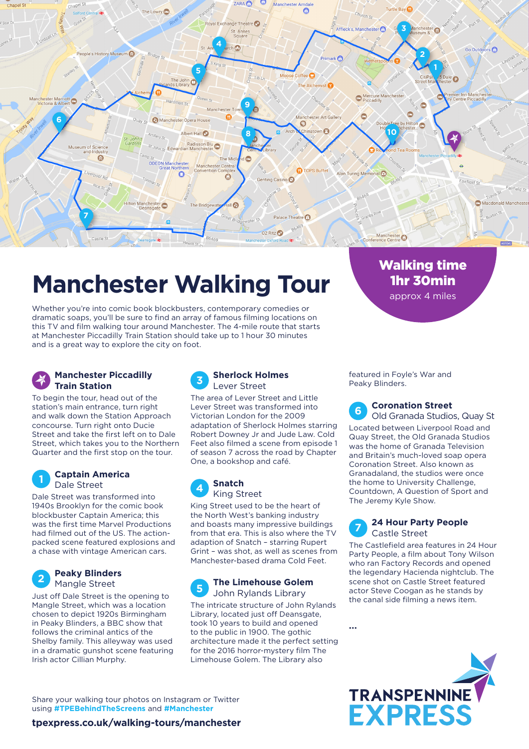# Manchester Walking Tour

**Walking time 1hr 30min**
approx 4 miles

Whether you're into comic book blockbusters, contemporary comedies or dramatic soaps, you'll be sure to find an array of famous filming locations on this TV and film walking tour around Manchester. The 4-mile route that starts at Manchester Piccadilly Train Station should take up to 1 hour 30 minutes and is a great way to explore the city on foot.

### Manchester Piccadilly Train Station

To begin the tour, head out of the station's main entrance, turn right and walk down the Station Approach concourse. Turn right onto Ducie Street and take the first left on to Dale Street, which takes you to the Northern Quarter and the first stop on the tour.

### 1 Captain America
Dale Street

Dale Street was transformed into 1940s Brooklyn for the comic book blockbuster Captain America; this was the first time Marvel Productions had filmed out of the US. The action-packed scene featured explosions and a chase with vintage American cars.

### 2 Peaky Blinders
Mangle Street

Just off Dale Street is the opening to Mangle Street, which was a location chosen to depict 1920s Birmingham in Peaky Blinders, a BBC show that follows the criminal antics of the Shelby family. This alleyway was used in a dramatic gunshot scene featuring Irish actor Cillian Murphy.

### 3 Sherlock Holmes
Lever Street

The area of Lever Street and Little Lever Street was transformed into Victorian London for the 2009 adaptation of Sherlock Holmes starring Robert Downey Jr and Jude Law. Cold Feet also filmed a scene from episode 1 of season 7 across the road by Chapter One, a bookshop and café.

### 4 Snatch
King Street

King Street used to be the heart of the North West's banking industry and boasts many impressive buildings from that era. This is also where the TV adaption of Snatch – starring Rupert Grint – was shot, as well as scenes from Manchester-based drama Cold Feet.

### 5 The Limehouse Golem
John Rylands Library

The intricate structure of John Rylands Library, located just off Deansgate, took 10 years to build and opened to the public in 1900. The gothic architecture made it the perfect setting for the 2016 horror-mystery film The Limehouse Golem. The Library also featured in Foyle's War and Peaky Blinders.

### 6 Coronation Street
Old Granada Studios, Quay St

Located between Liverpool Road and Quay Street, the Old Granada Studios was the home of Granada Television and Britain's much-loved soap opera Coronation Street. Also known as Granadaland, the studios were once the home to University Challenge, Countdown, A Question of Sport and The Jeremy Kyle Show.

### 7 24 Hour Party People
Castle Street

The Castlefield area features in 24 Hour Party People, a film about Tony Wilson who ran Factory Records and opened the legendary Hacienda nightclub. The scene shot on Castle Street featured actor Steve Coogan as he stands by the canal side filming a news item.

...

Share your walking tour photos on Instagram or Twitter using **#TPEBehindTheScreens** and **#Manchester**

**tpexpress.co.uk/walking-tours/manchester**

TRANSPENNINE EXPRESS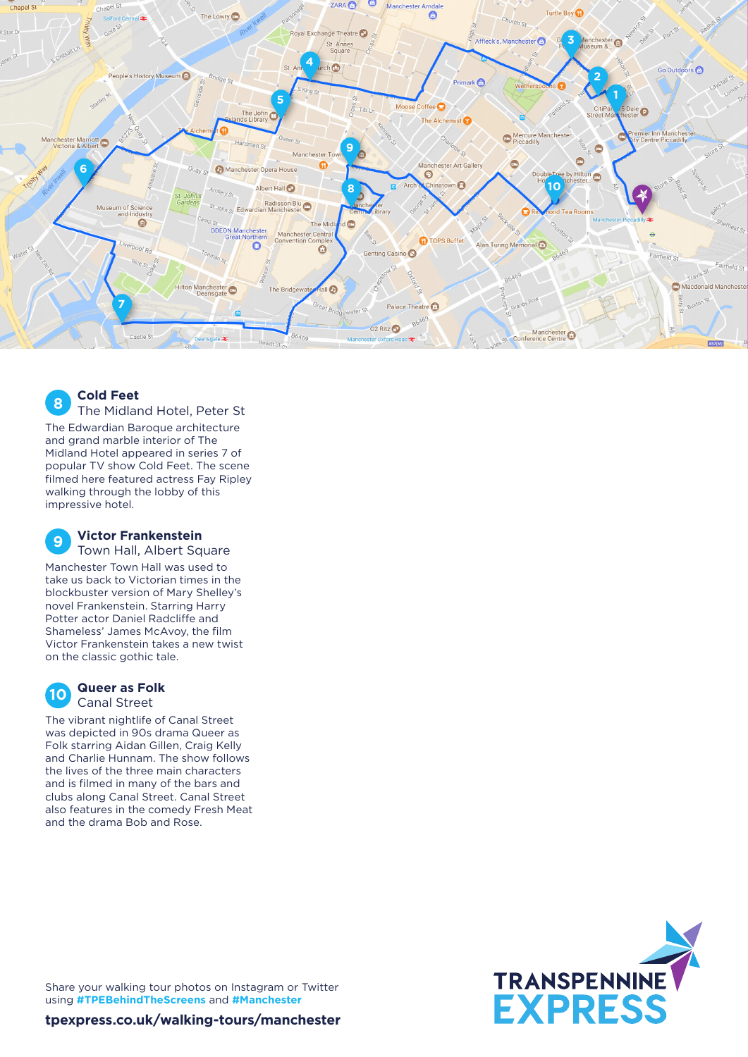## 8 Cold Feet

The Midland Hotel, Peter St

The Edwardian Baroque architecture and grand marble interior of The Midland Hotel appeared in series 7 of popular TV show Cold Feet. The scene filmed here featured actress Fay Ripley walking through the lobby of this impressive hotel.

## 9 Victor Frankenstein

Town Hall, Albert Square

Manchester Town Hall was used to take us back to Victorian times in the blockbuster version of Mary Shelley's novel Frankenstein. Starring Harry Potter actor Daniel Radcliffe and Shameless' James McAvoy, the film Victor Frankenstein takes a new twist on the classic gothic tale.

## 10 Queer as Folk

Canal Street

The vibrant nightlife of Canal Street was depicted in 90s drama Queer as Folk starring Aidan Gillen, Craig Kelly and Charlie Hunnam. The show follows the lives of the three main characters and is filmed in many of the bars and clubs along Canal Street. Canal Street also features in the comedy Fresh Meat and the drama Bob and Rose.

Share your walking tour photos on Instagram or Twitter using **#TPEBehindTheScreens** and **#Manchester**

**tpexpress.co.uk/walking-tours/manchester**

TRANSPENNINE EXPRESS